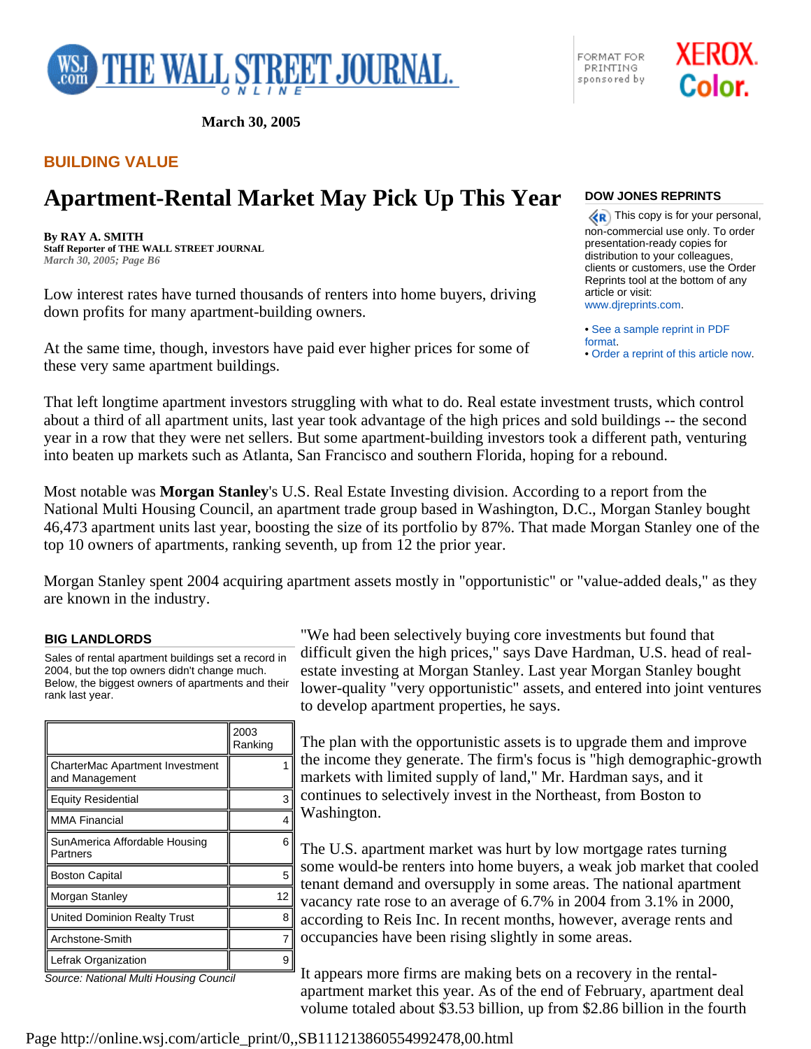March 30, 2005

BUILDING VALUE

# Apartment-Rental Market May Pick Up This Year

**By RAY A. SMITH**
**Staff Reporter of THE WALL STREET JOURNAL**
*March 30, 2005; Page B6*

Low interest rates have turned thousands of renters into home buyers, driving down profits for many apartment-building owners.

At the same time, though, investors have paid ever higher prices for some of these very same apartment buildings.

That left longtime apartment investors struggling with what to do. Real estate investment trusts, which control about a third of all apartment units, last year took advantage of the high prices and sold buildings -- the second year in a row that they were net sellers. But some apartment-building investors took a different path, venturing into beaten up markets such as Atlanta, San Francisco and southern Florida, hoping for a rebound.

Most notable was **Morgan Stanley**'s U.S. Real Estate Investing division. According to a report from the National Multi Housing Council, an apartment trade group based in Washington, D.C., Morgan Stanley bought 46,473 apartment units last year, boosting the size of its portfolio by 87%. That made Morgan Stanley one of the top 10 owners of apartments, ranking seventh, up from 12 the prior year.

Morgan Stanley spent 2004 acquiring apartment assets mostly in "opportunistic" or "value-added deals," as they are known in the industry.

**BIG LANDLORDS**

Sales of rental apartment buildings set a record in 2004, but the top owners didn't change much. Below, the biggest owners of apartments and their rank last year.

| | 2003 Ranking |
|---|---|
| CharterMac Apartment Investment and Management | 1 |
| Equity Residential | 3 |
| MMA Financial | 4 |
| SunAmerica Affordable Housing Partners | 6 |
| Boston Capital | 5 |
| Morgan Stanley | 12 |
| United Dominion Realty Trust | 8 |
| Archstone-Smith | 7 |
| Lefrak Organization | 9 |

*Source: National Multi Housing Council*

"We had been selectively buying core investments but found that difficult given the high prices," says Dave Hardman, U.S. head of real-estate investing at Morgan Stanley. Last year Morgan Stanley bought lower-quality "very opportunistic" assets, and entered into joint ventures to develop apartment properties, he says.

The plan with the opportunistic assets is to upgrade them and improve the income they generate. The firm's focus is "high demographic-growth markets with limited supply of land," Mr. Hardman says, and it continues to selectively invest in the Northeast, from Boston to Washington.

The U.S. apartment market was hurt by low mortgage rates turning some would-be renters into home buyers, a weak job market that cooled tenant demand and oversupply in some areas. The national apartment vacancy rate rose to an average of 6.7% in 2004 from 3.1% in 2000, according to Reis Inc. In recent months, however, average rents and occupancies have been rising slightly in some areas.

It appears more firms are making bets on a recovery in the rental-apartment market this year. As of the end of February, apartment deal volume totaled about $3.53 billion, up from $2.86 billion in the fourth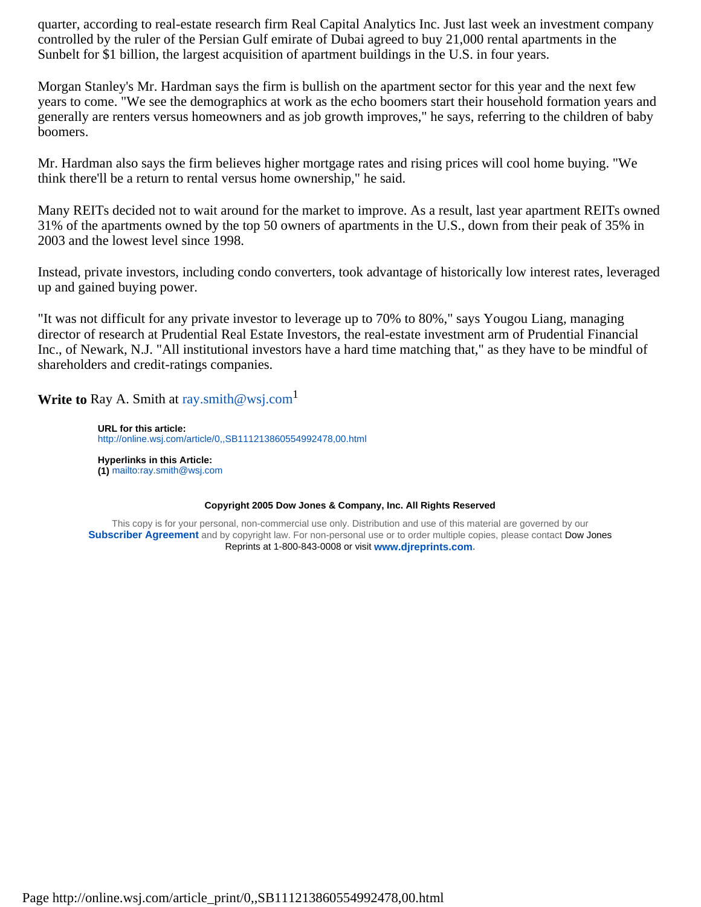quarter, according to real-estate research firm Real Capital Analytics Inc. Just last week an investment company controlled by the ruler of the Persian Gulf emirate of Dubai agreed to buy 21,000 rental apartments in the Sunbelt for $1 billion, the largest acquisition of apartment buildings in the U.S. in four years.

Morgan Stanley's Mr. Hardman says the firm is bullish on the apartment sector for this year and the next few years to come. "We see the demographics at work as the echo boomers start their household formation years and generally are renters versus homeowners and as job growth improves," he says, referring to the children of baby boomers.

Mr. Hardman also says the firm believes higher mortgage rates and rising prices will cool home buying. "We think there'll be a return to rental versus home ownership," he said.

Many REITs decided not to wait around for the market to improve. As a result, last year apartment REITs owned 31% of the apartments owned by the top 50 owners of apartments in the U.S., down from their peak of 35% in 2003 and the lowest level since 1998.

Instead, private investors, including condo converters, took advantage of historically low interest rates, leveraged up and gained buying power.

"It was not difficult for any private investor to leverage up to 70% to 80%," says Yougou Liang, managing director of research at Prudential Real Estate Investors, the real-estate investment arm of Prudential Financial Inc., of Newark, N.J. "All institutional investors have a hard time matching that," as they have to be mindful of shareholders and credit-ratings companies.

**Write to** Ray A. Smith at ray.smith@wsj.com[1]

**URL for this article:**
http://online.wsj.com/article/0,,SB111213860554992478,00.html

**Hyperlinks in this Article:**
**(1)** mailto:ray.smith@wsj.com

**Copyright 2005 Dow Jones & Company, Inc. All Rights Reserved**

This copy is for your personal, non-commercial use only. Distribution and use of this material are governed by our **Subscriber Agreement** and by copyright law. For non-personal use or to order multiple copies, please contact Dow Jones Reprints at 1-800-843-0008 or visit **www.djreprints.com**.